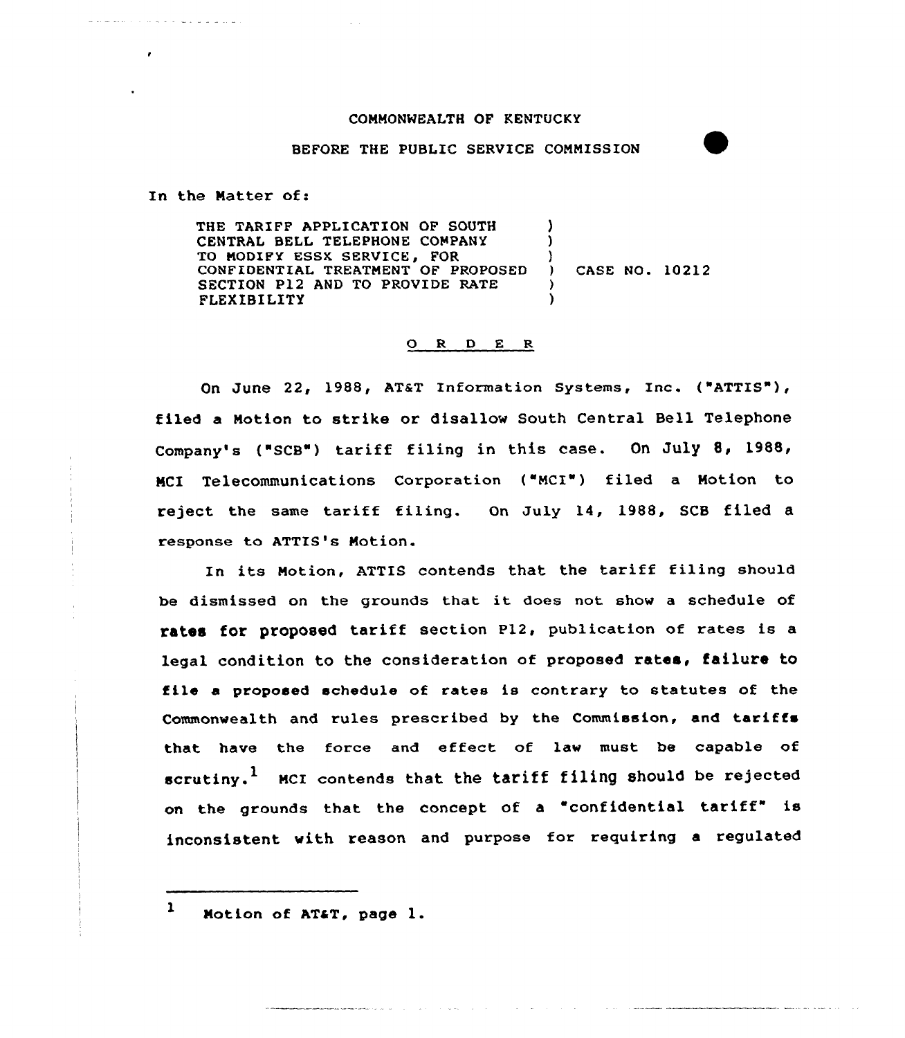COMMONWEALTH OF KENTUCKY

BEFORE THE PUBLIC SERVICE COMMISSION

In the Matter of:

THE TARIFF APPLICATION OF SOUTH CENTRAL BELL TELEPHONE COMPANY TO MODIFY ESSX SERVICE, FOR CONFIDENTIAL TREATMENT OF PROPOSED SECTION P12 AND TO PROVIDE RATE FLEXIBILITY ) CASE NO. 10212

O R D E R

On June 22, 1988, AT&T Information Systems, Inc. ("ATTIS"), filed a Motion to strike or disallow South Central Bell Telephone Company's ("SCB") tariff filing in this case. On July 8, 1988, MCI Telecommunications Corporation ("MCI") filed a Motion to reject the same tariff filing. On July 14, 1988, SCB filed a response to ATTIS's Motion.

In its Motion, ATTIS contends that the tariff filing should be dismissed on the grounds that it does not show a schedule of rates for proposed tariff section P12, publication of rates is a legal condition to the consideration of proposed rates, failure to file a proposed schedule of rates is contrary to statutes of the Commonwealth and rules prescribed by the Commission, and tariffs that have the force and effect of law must be capable of scrutiny.[1] MCI contends that the tariff filing should be rejected on the grounds that the concept of a "confidential tariff" is inconsistent with reason and purpose for requiring a regulated

[1] Motion of AT&T, page 1.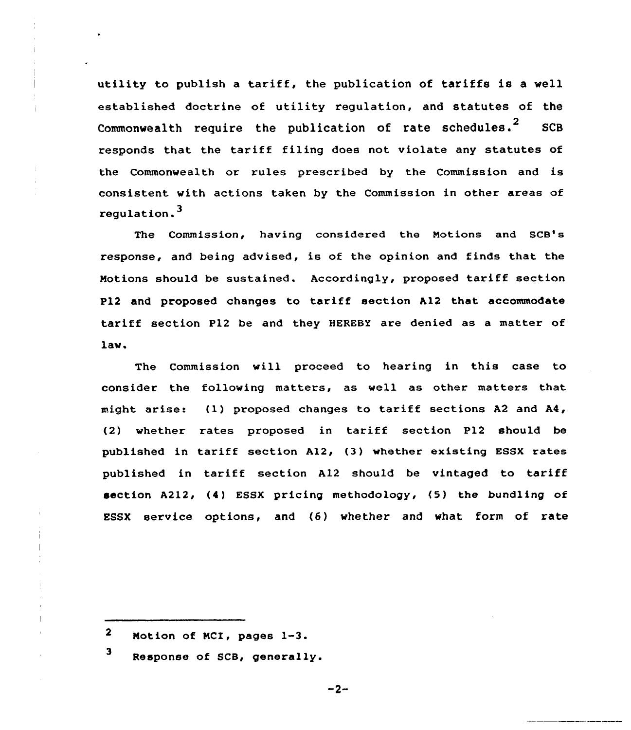utility to publish a tariff, the publication of tariffs is a well established doctrine of utility regulation, and statutes of the Commonwealth require the publication of rate schedules.[2] SCB responds that the tariff filing does not violate any statutes of the Commonwealth or rules prescribed by the Commission and is consistent with actions taken by the Commission in other areas of regulation.[3]

The Commission, having considered the Motions and SCB's response, and being advised, is of the opinion and finds that the Motions should be sustained. Accordingly, proposed tariff section P12 and proposed changes to tariff section A12 that accommodate tariff section P12 be and they HEREBY are denied as a matter of law.

The Commission will proceed to hearing in this case to consider the following matters, as well as other matters that might arise: (1) proposed changes to tariff sections A2 and A4, (2) whether rates proposed in tariff section P12 should be published in tariff section A12, (3) whether existing ESSX rates published in tariff section A12 should be vintaged to tariff section A212, (4) ESSX pricing methodology, (5) the bundling of ESSX service options, and (6) whether and what form of rate

---

[2] Motion of MCI, pages 1-3.

[3] Response of SCB, generally.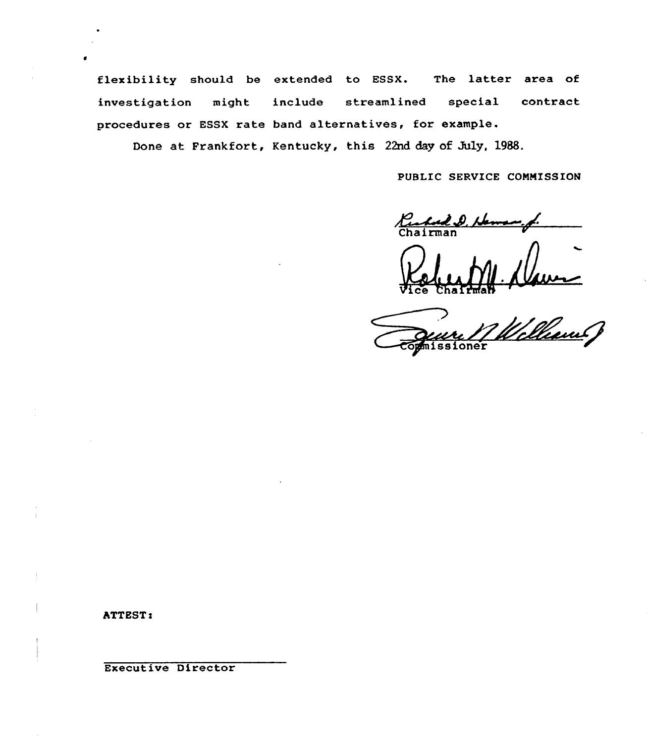flexibility should be extended to ESSX. The latter area of investigation might include streamlined special contract procedures or ESSX rate band alternatives, for example.

Done at Frankfort, Kentucky, this 22nd day of July, 1988.

PUBLIC SERVICE COMMISSION

Chairman

Vice Chairman

Commissioner

ATTEST:

Executive Director